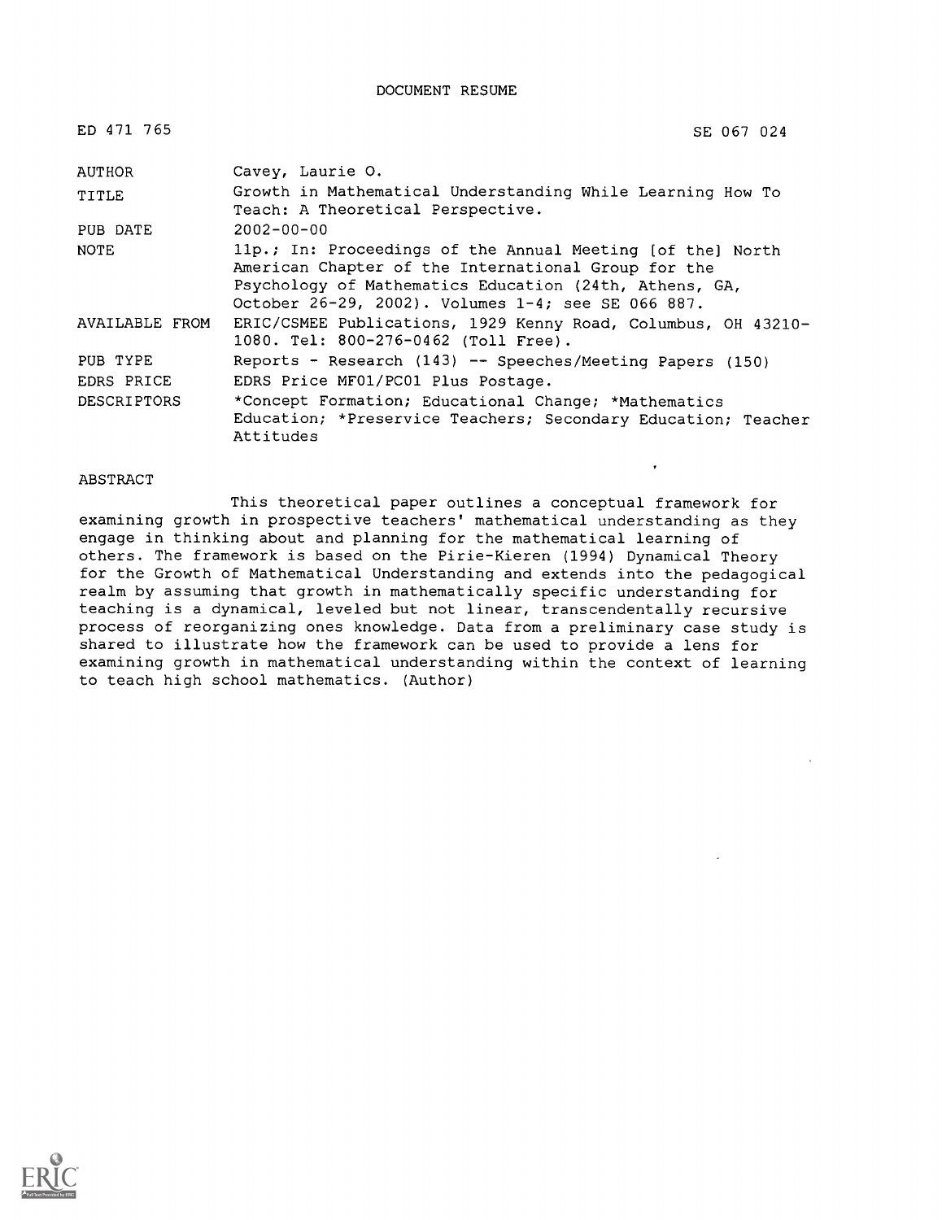DOCUMENT RESUME

| | |
|---|---|
| ED 471 765 | SE 067 024 |
| AUTHOR | Cavey, Laurie O. |
| TITLE | Growth in Mathematical Understanding While Learning How To Teach: A Theoretical Perspective. |
| PUB DATE | 2002-00-00 |
| NOTE | 11p.; In: Proceedings of the Annual Meeting [of the] North American Chapter of the International Group for the Psychology of Mathematics Education (24th, Athens, GA, October 26-29, 2002). Volumes 1-4; see SE 066 887. |
| AVAILABLE FROM | ERIC/CSMEE Publications, 1929 Kenny Road, Columbus, OH 43210-1080. Tel: 800-276-0462 (Toll Free). |
| PUB TYPE | Reports - Research (143) -- Speeches/Meeting Papers (150) |
| EDRS PRICE | EDRS Price MF01/PC01 Plus Postage. |
| DESCRIPTORS | *Concept Formation; Educational Change; *Mathematics Education; *Preservice Teachers; Secondary Education; Teacher Attitudes |

ABSTRACT

This theoretical paper outlines a conceptual framework for examining growth in prospective teachers' mathematical understanding as they engage in thinking about and planning for the mathematical learning of others. The framework is based on the Pirie-Kieren (1994) Dynamical Theory for the Growth of Mathematical Understanding and extends into the pedagogical realm by assuming that growth in mathematically specific understanding for teaching is a dynamical, leveled but not linear, transcendentally recursive process of reorganizing ones knowledge. Data from a preliminary case study is shared to illustrate how the framework can be used to provide a lens for examining growth in mathematical understanding within the context of learning to teach high school mathematics. (Author)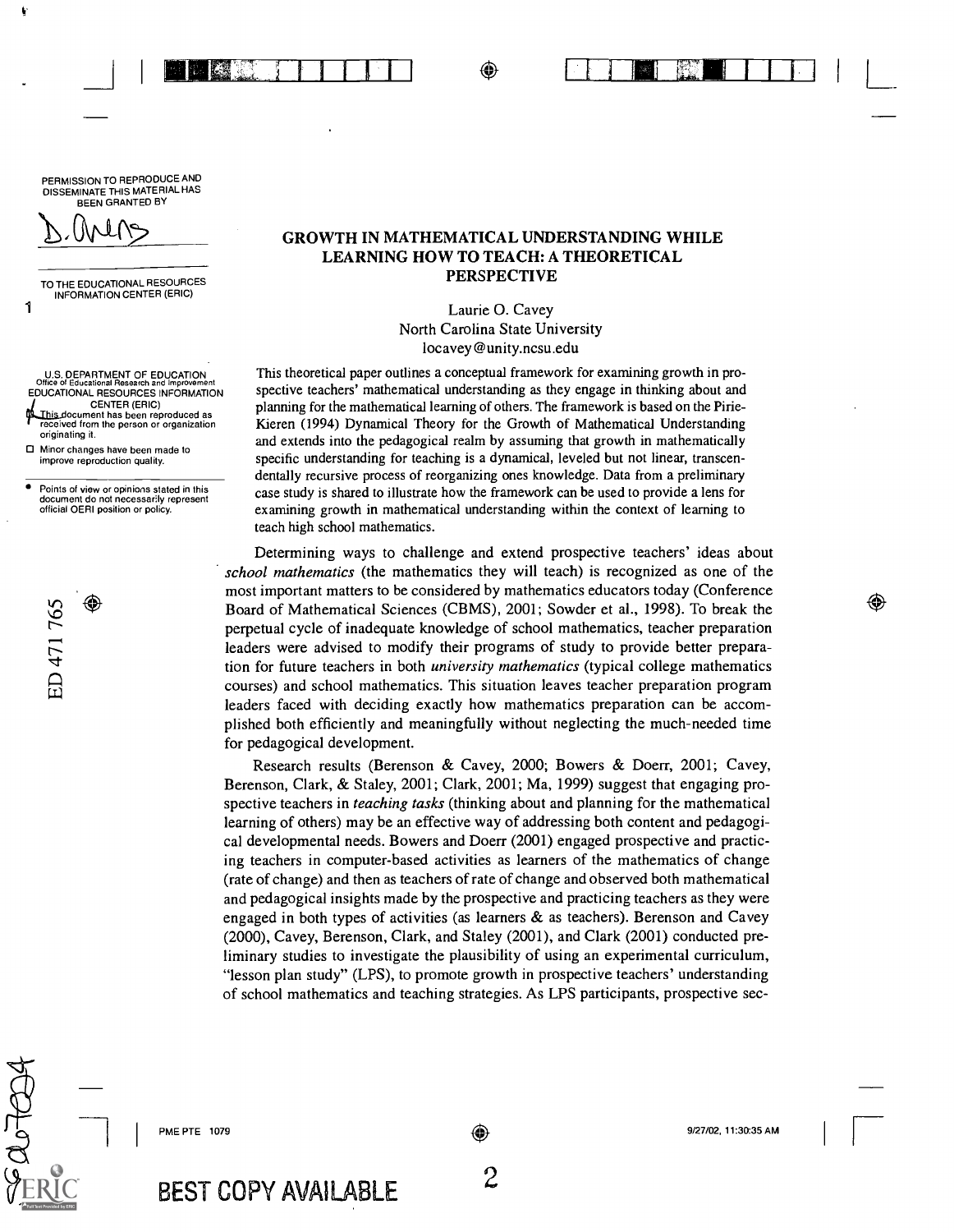# GROWTH IN MATHEMATICAL UNDERSTANDING WHILE LEARNING HOW TO TEACH: A THEORETICAL PERSPECTIVE

Laurie O. Cavey
North Carolina State University
locavey@unity.ncsu.edu

This theoretical paper outlines a conceptual framework for examining growth in prospective teachers' mathematical understanding as they engage in thinking about and planning for the mathematical learning of others. The framework is based on the Pirie-Kieren (1994) Dynamical Theory for the Growth of Mathematical Understanding and extends into the pedagogical realm by assuming that growth in mathematically specific understanding for teaching is a dynamical, leveled but not linear, transcendentally recursive process of reorganizing ones knowledge. Data from a preliminary case study is shared to illustrate how the framework can be used to provide a lens for examining growth in mathematical understanding within the context of learning to teach high school mathematics.

Determining ways to challenge and extend prospective teachers' ideas about *school mathematics* (the mathematics they will teach) is recognized as one of the most important matters to be considered by mathematics educators today (Conference Board of Mathematical Sciences (CBMS), 2001; Sowder et al., 1998). To break the perpetual cycle of inadequate knowledge of school mathematics, teacher preparation leaders were advised to modify their programs of study to provide better preparation for future teachers in both *university mathematics* (typical college mathematics courses) and school mathematics. This situation leaves teacher preparation program leaders faced with deciding exactly how mathematics preparation can be accomplished both efficiently and meaningfully without neglecting the much-needed time for pedagogical development.

Research results (Berenson & Cavey, 2000; Bowers & Doerr, 2001; Cavey, Berenson, Clark, & Staley, 2001; Clark, 2001; Ma, 1999) suggest that engaging prospective teachers in *teaching tasks* (thinking about and planning for the mathematical learning of others) may be an effective way of addressing both content and pedagogical developmental needs. Bowers and Doerr (2001) engaged prospective and practicing teachers in computer-based activities as learners of the mathematics of change (rate of change) and then as teachers of rate of change and observed both mathematical and pedagogical insights made by the prospective and practicing teachers as they were engaged in both types of activities (as learners & as teachers). Berenson and Cavey (2000), Cavey, Berenson, Clark, and Staley (2001), and Clark (2001) conducted preliminary studies to investigate the plausibility of using an experimental curriculum, "lesson plan study" (LPS), to promote growth in prospective teachers' understanding of school mathematics and teaching strategies. As LPS participants, prospective sec-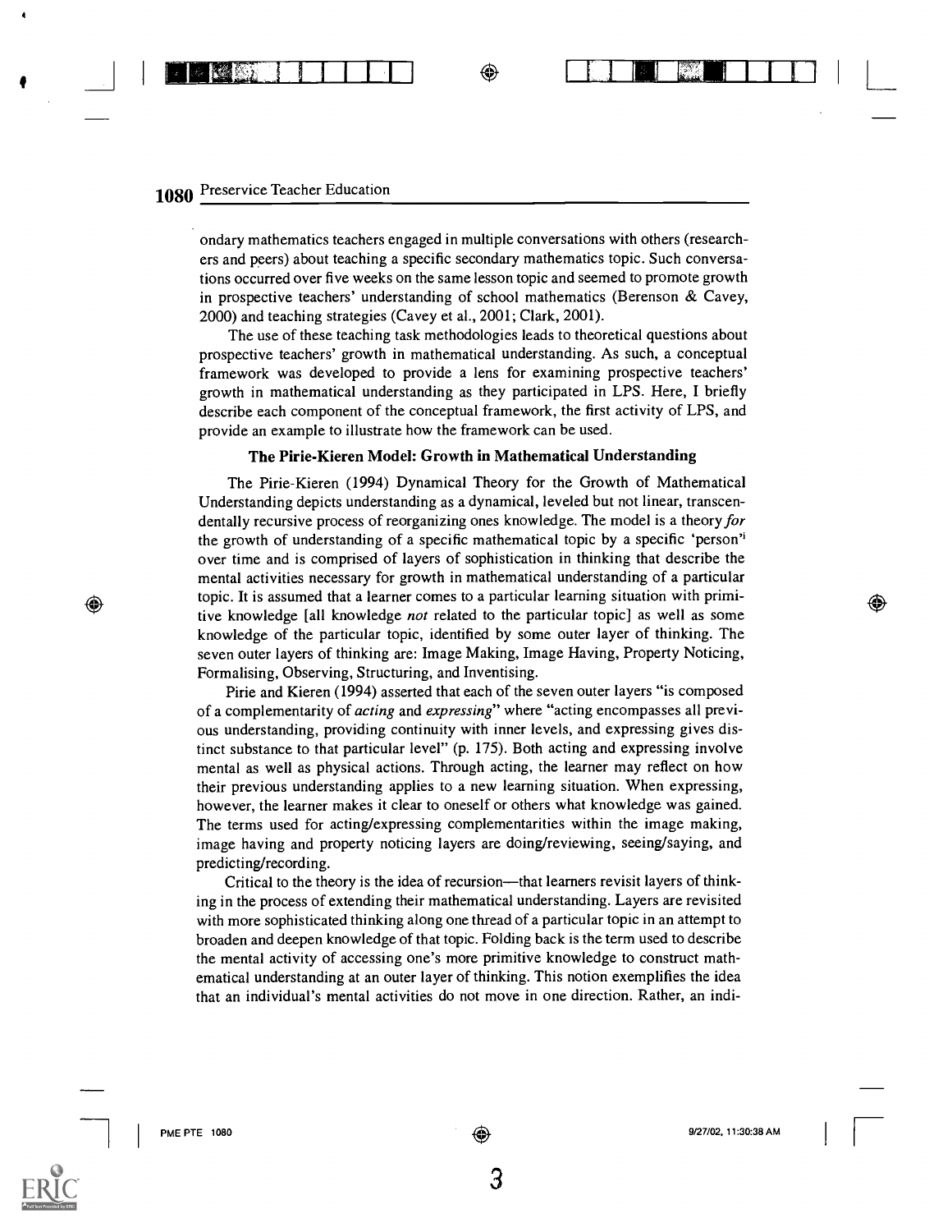ondary mathematics teachers engaged in multiple conversations with others (researchers and peers) about teaching a specific secondary mathematics topic. Such conversations occurred over five weeks on the same lesson topic and seemed to promote growth in prospective teachers' understanding of school mathematics (Berenson & Cavey, 2000) and teaching strategies (Cavey et al., 2001; Clark, 2001).

The use of these teaching task methodologies leads to theoretical questions about prospective teachers' growth in mathematical understanding. As such, a conceptual framework was developed to provide a lens for examining prospective teachers' growth in mathematical understanding as they participated in LPS. Here, I briefly describe each component of the conceptual framework, the first activity of LPS, and provide an example to illustrate how the framework can be used.

### The Pirie-Kieren Model: Growth in Mathematical Understanding

The Pirie-Kieren (1994) Dynamical Theory for the Growth of Mathematical Understanding depicts understanding as a dynamical, leveled but not linear, transcendentally recursive process of reorganizing ones knowledge. The model is a theory *for* the growth of understanding of a specific mathematical topic by a specific 'person'[i] over time and is comprised of layers of sophistication in thinking that describe the mental activities necessary for growth in mathematical understanding of a particular topic. It is assumed that a learner comes to a particular learning situation with primitive knowledge [all knowledge *not* related to the particular topic] as well as some knowledge of the particular topic, identified by some outer layer of thinking. The seven outer layers of thinking are: Image Making, Image Having, Property Noticing, Formalising, Observing, Structuring, and Inventising.

Pirie and Kieren (1994) asserted that each of the seven outer layers "is composed of a complementarity of *acting* and *expressing*" where "acting encompasses all previous understanding, providing continuity with inner levels, and expressing gives distinct substance to that particular level" (p. 175). Both acting and expressing involve mental as well as physical actions. Through acting, the learner may reflect on how their previous understanding applies to a new learning situation. When expressing, however, the learner makes it clear to oneself or others what knowledge was gained. The terms used for acting/expressing complementarities within the image making, image having and property noticing layers are doing/reviewing, seeing/saying, and predicting/recording.

Critical to the theory is the idea of recursion—that learners revisit layers of thinking in the process of extending their mathematical understanding. Layers are revisited with more sophisticated thinking along one thread of a particular topic in an attempt to broaden and deepen knowledge of that topic. Folding back is the term used to describe the mental activity of accessing one's more primitive knowledge to construct mathematical understanding at an outer layer of thinking. This notion exemplifies the idea that an individual's mental activities do not move in one direction. Rather, an indi-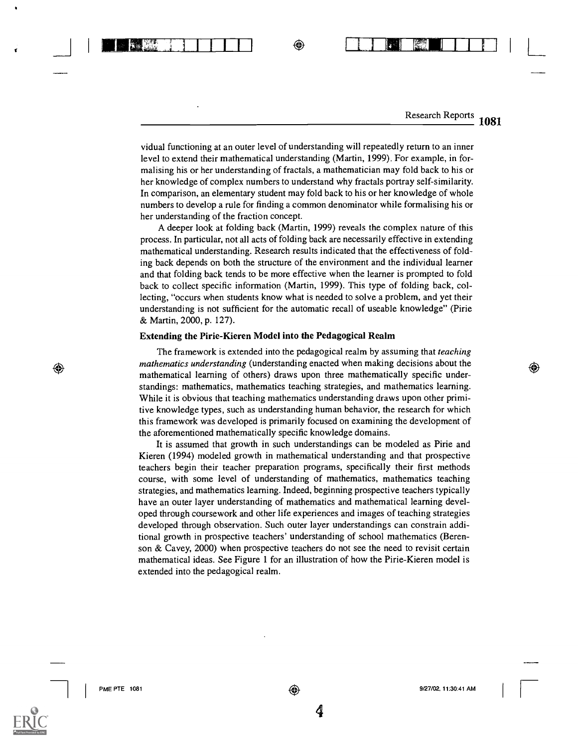vidual functioning at an outer level of understanding will repeatedly return to an inner level to extend their mathematical understanding (Martin, 1999). For example, in formalising his or her understanding of fractals, a mathematician may fold back to his or her knowledge of complex numbers to understand why fractals portray self-similarity. In comparison, an elementary student may fold back to his or her knowledge of whole numbers to develop a rule for finding a common denominator while formalising his or her understanding of the fraction concept.

A deeper look at folding back (Martin, 1999) reveals the complex nature of this process. In particular, not all acts of folding back are necessarily effective in extending mathematical understanding. Research results indicated that the effectiveness of folding back depends on both the structure of the environment and the individual learner and that folding back tends to be more effective when the learner is prompted to fold back to collect specific information (Martin, 1999). This type of folding back, collecting, "occurs when students know what is needed to solve a problem, and yet their understanding is not sufficient for the automatic recall of useable knowledge" (Pirie & Martin, 2000, p. 127).

### Extending the Pirie-Kieren Model into the Pedagogical Realm

The framework is extended into the pedagogical realm by assuming that *teaching mathematics understanding* (understanding enacted when making decisions about the mathematical learning of others) draws upon three mathematically specific understandings: mathematics, mathematics teaching strategies, and mathematics learning. While it is obvious that teaching mathematics understanding draws upon other primitive knowledge types, such as understanding human behavior, the research for which this framework was developed is primarily focused on examining the development of the aforementioned mathematically specific knowledge domains.

It is assumed that growth in such understandings can be modeled as Pirie and Kieren (1994) modeled growth in mathematical understanding and that prospective teachers begin their teacher preparation programs, specifically their first methods course, with some level of understanding of mathematics, mathematics teaching strategies, and mathematics learning. Indeed, beginning prospective teachers typically have an outer layer understanding of mathematics and mathematical learning developed through coursework and other life experiences and images of teaching strategies developed through observation. Such outer layer understandings can constrain additional growth in prospective teachers' understanding of school mathematics (Berenson & Cavey, 2000) when prospective teachers do not see the need to revisit certain mathematical ideas. See Figure 1 for an illustration of how the Pirie-Kieren model is extended into the pedagogical realm.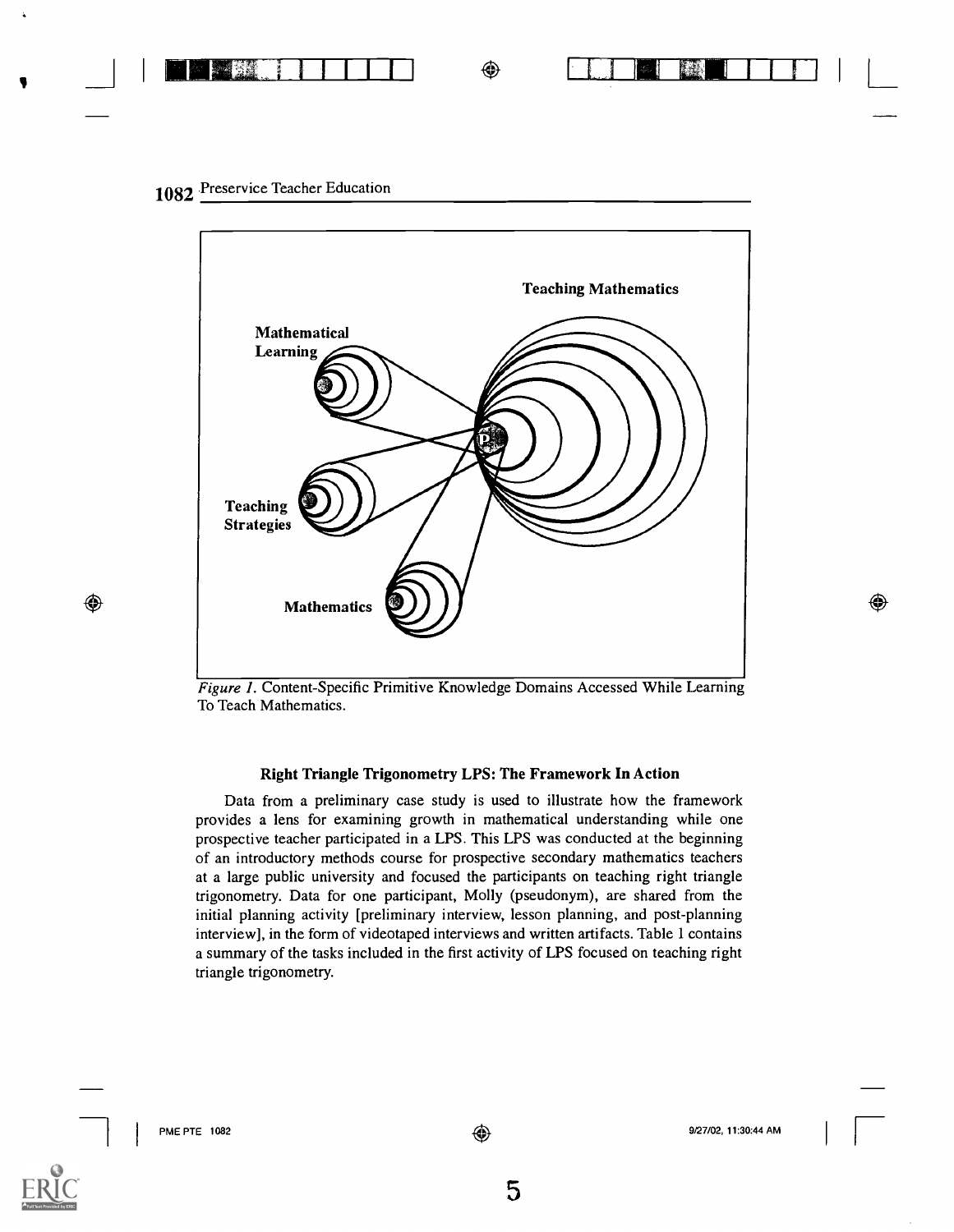Teaching Mathematics

Mathematical Learning

Teaching Strategies

Mathematics

*Figure 1*. Content-Specific Primitive Knowledge Domains Accessed While Learning To Teach Mathematics.

### Right Triangle Trigonometry LPS: The Framework In Action

Data from a preliminary case study is used to illustrate how the framework provides a lens for examining growth in mathematical understanding while one prospective teacher participated in a LPS. This LPS was conducted at the beginning of an introductory methods course for prospective secondary mathematics teachers at a large public university and focused the participants on teaching right triangle trigonometry. Data for one participant, Molly (pseudonym), are shared from the initial planning activity [preliminary interview, lesson planning, and post-planning interview], in the form of videotaped interviews and written artifacts. Table 1 contains a summary of the tasks included in the first activity of LPS focused on teaching right triangle trigonometry.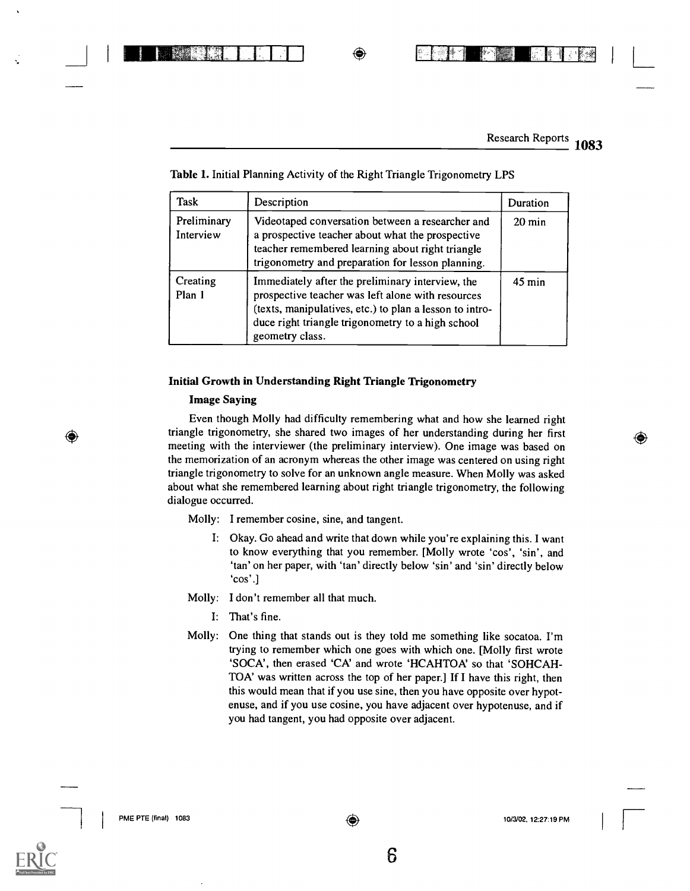Table 1. Initial Planning Activity of the Right Triangle Trigonometry LPS

| Task | Description | Duration |
|---|---|---|
| Preliminary Interview | Videotaped conversation between a researcher and a prospective teacher about what the prospective teacher remembered learning about right triangle trigonometry and preparation for lesson planning. | 20 min |
| Creating Plan 1 | Immediately after the preliminary interview, the prospective teacher was left alone with resources (texts, manipulatives, etc.) to plan a lesson to introduce right triangle trigonometry to a high school geometry class. | 45 min |

### Initial Growth in Understanding Right Triangle Trigonometry

#### Image Saying

Even though Molly had difficulty remembering what and how she learned right triangle trigonometry, she shared two images of her understanding during her first meeting with the interviewer (the preliminary interview). One image was based on the memorization of an acronym whereas the other image was centered on using right triangle trigonometry to solve for an unknown angle measure. When Molly was asked about what she remembered learning about right triangle trigonometry, the following dialogue occurred.

Molly: I remember cosine, sine, and tangent.

I: Okay. Go ahead and write that down while you're explaining this. I want to know everything that you remember. [Molly wrote 'cos', 'sin', and 'tan' on her paper, with 'tan' directly below 'sin' and 'sin' directly below 'cos'.]

Molly: I don't remember all that much.

I: That's fine.

Molly: One thing that stands out is they told me something like socatoa. I'm trying to remember which one goes with which one. [Molly first wrote 'SOCA', then erased 'CA' and wrote 'HCAHTOA' so that 'SOHCAHTOA' was written across the top of her paper.] If I have this right, then this would mean that if you use sine, then you have opposite over hypotenuse, and if you use cosine, you have adjacent over hypotenuse, and if you had tangent, you had opposite over adjacent.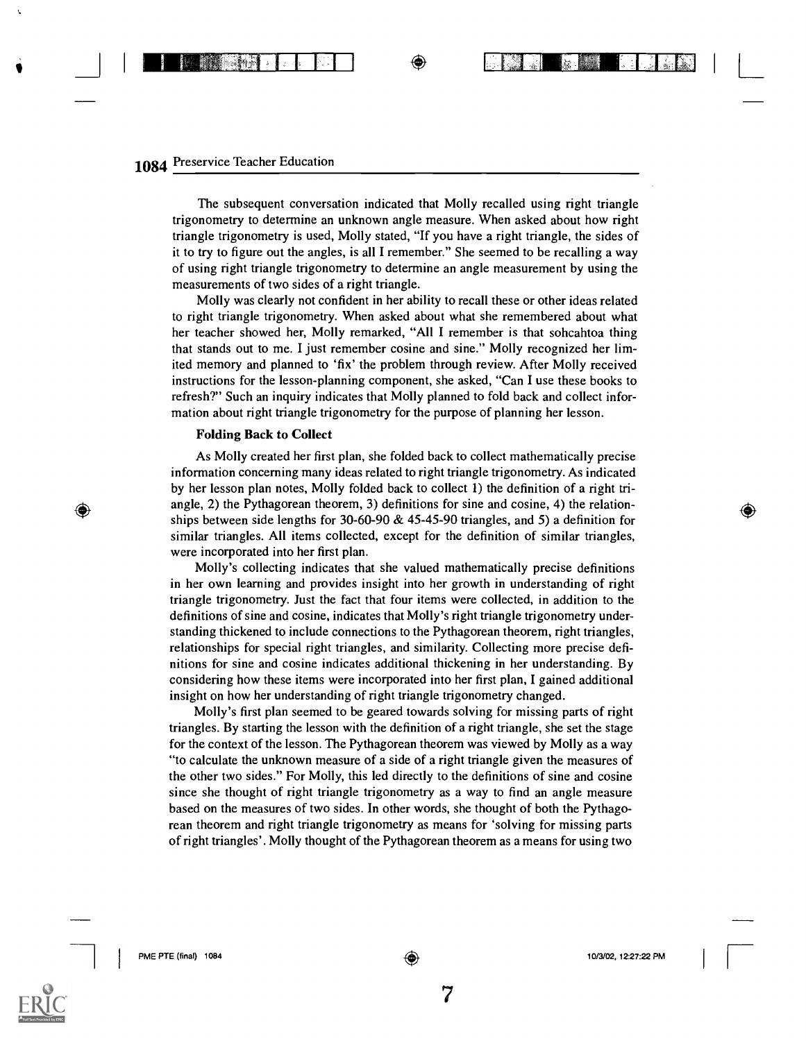The subsequent conversation indicated that Molly recalled using right triangle trigonometry to determine an unknown angle measure. When asked about how right triangle trigonometry is used, Molly stated, "If you have a right triangle, the sides of it to try to figure out the angles, is all I remember." She seemed to be recalling a way of using right triangle trigonometry to determine an angle measurement by using the measurements of two sides of a right triangle.

Molly was clearly not confident in her ability to recall these or other ideas related to right triangle trigonometry. When asked about what she remembered about what her teacher showed her, Molly remarked, "All I remember is that sohcahtoa thing that stands out to me. I just remember cosine and sine." Molly recognized her limited memory and planned to 'fix' the problem through review. After Molly received instructions for the lesson-planning component, she asked, "Can I use these books to refresh?" Such an inquiry indicates that Molly planned to fold back and collect information about right triangle trigonometry for the purpose of planning her lesson.

**Folding Back to Collect**

As Molly created her first plan, she folded back to collect mathematically precise information concerning many ideas related to right triangle trigonometry. As indicated by her lesson plan notes, Molly folded back to collect 1) the definition of a right triangle, 2) the Pythagorean theorem, 3) definitions for sine and cosine, 4) the relationships between side lengths for 30-60-90 & 45-45-90 triangles, and 5) a definition for similar triangles. All items collected, except for the definition of similar triangles, were incorporated into her first plan.

Molly's collecting indicates that she valued mathematically precise definitions in her own learning and provides insight into her growth in understanding of right triangle trigonometry. Just the fact that four items were collected, in addition to the definitions of sine and cosine, indicates that Molly's right triangle trigonometry understanding thickened to include connections to the Pythagorean theorem, right triangles, relationships for special right triangles, and similarity. Collecting more precise definitions for sine and cosine indicates additional thickening in her understanding. By considering how these items were incorporated into her first plan, I gained additional insight on how her understanding of right triangle trigonometry changed.

Molly's first plan seemed to be geared towards solving for missing parts of right triangles. By starting the lesson with the definition of a right triangle, she set the stage for the context of the lesson. The Pythagorean theorem was viewed by Molly as a way "to calculate the unknown measure of a side of a right triangle given the measures of the other two sides." For Molly, this led directly to the definitions of sine and cosine since she thought of right triangle trigonometry as a way to find an angle measure based on the measures of two sides. In other words, she thought of both the Pythagorean theorem and right triangle trigonometry as means for 'solving for missing parts of right triangles'. Molly thought of the Pythagorean theorem as a means for using two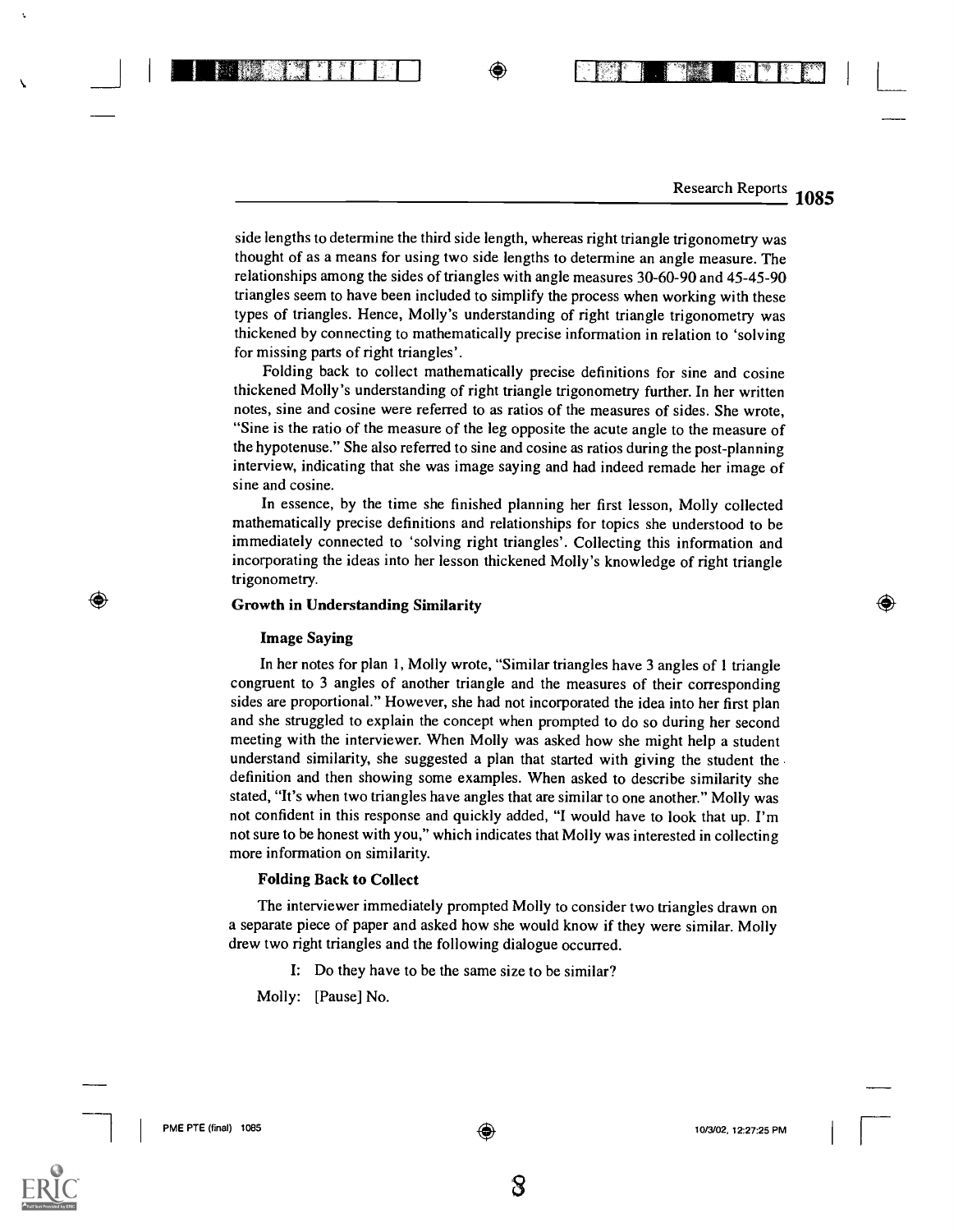side lengths to determine the third side length, whereas right triangle trigonometry was thought of as a means for using two side lengths to determine an angle measure. The relationships among the sides of triangles with angle measures 30-60-90 and 45-45-90 triangles seem to have been included to simplify the process when working with these types of triangles. Hence, Molly's understanding of right triangle trigonometry was thickened by connecting to mathematically precise information in relation to 'solving for missing parts of right triangles'.

Folding back to collect mathematically precise definitions for sine and cosine thickened Molly's understanding of right triangle trigonometry further. In her written notes, sine and cosine were referred to as ratios of the measures of sides. She wrote, "Sine is the ratio of the measure of the leg opposite the acute angle to the measure of the hypotenuse." She also referred to sine and cosine as ratios during the post-planning interview, indicating that she was image saying and had indeed remade her image of sine and cosine.

In essence, by the time she finished planning her first lesson, Molly collected mathematically precise definitions and relationships for topics she understood to be immediately connected to 'solving right triangles'. Collecting this information and incorporating the ideas into her lesson thickened Molly's knowledge of right triangle trigonometry.

### Growth in Understanding Similarity

#### Image Saying

In her notes for plan 1, Molly wrote, "Similar triangles have 3 angles of 1 triangle congruent to 3 angles of another triangle and the measures of their corresponding sides are proportional." However, she had not incorporated the idea into her first plan and she struggled to explain the concept when prompted to do so during her second meeting with the interviewer. When Molly was asked how she might help a student understand similarity, she suggested a plan that started with giving the student the definition and then showing some examples. When asked to describe similarity she stated, "It's when two triangles have angles that are similar to one another." Molly was not confident in this response and quickly added, "I would have to look that up. I'm not sure to be honest with you," which indicates that Molly was interested in collecting more information on similarity.

#### Folding Back to Collect

The interviewer immediately prompted Molly to consider two triangles drawn on a separate piece of paper and asked how she would know if they were similar. Molly drew two right triangles and the following dialogue occurred.

I: Do they have to be the same size to be similar?

Molly: [Pause] No.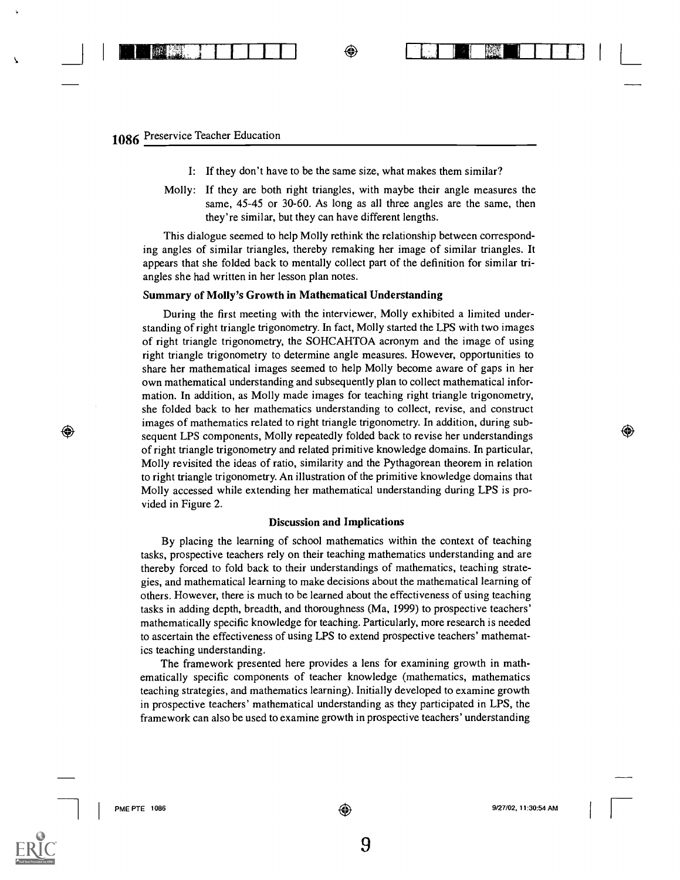I: If they don't have to be the same size, what makes them similar?

Molly: If they are both right triangles, with maybe their angle measures the same, 45-45 or 30-60. As long as all three angles are the same, then they're similar, but they can have different lengths.

This dialogue seemed to help Molly rethink the relationship between corresponding angles of similar triangles, thereby remaking her image of similar triangles. It appears that she folded back to mentally collect part of the definition for similar triangles she had written in her lesson plan notes.

### Summary of Molly's Growth in Mathematical Understanding

During the first meeting with the interviewer, Molly exhibited a limited understanding of right triangle trigonometry. In fact, Molly started the LPS with two images of right triangle trigonometry, the SOHCAHTOA acronym and the image of using right triangle trigonometry to determine angle measures. However, opportunities to share her mathematical images seemed to help Molly become aware of gaps in her own mathematical understanding and subsequently plan to collect mathematical information. In addition, as Molly made images for teaching right triangle trigonometry, she folded back to her mathematics understanding to collect, revise, and construct images of mathematics related to right triangle trigonometry. In addition, during subsequent LPS components, Molly repeatedly folded back to revise her understandings of right triangle trigonometry and related primitive knowledge domains. In particular, Molly revisited the ideas of ratio, similarity and the Pythagorean theorem in relation to right triangle trigonometry. An illustration of the primitive knowledge domains that Molly accessed while extending her mathematical understanding during LPS is provided in Figure 2.

## Discussion and Implications

By placing the learning of school mathematics within the context of teaching tasks, prospective teachers rely on their teaching mathematics understanding and are thereby forced to fold back to their understandings of mathematics, teaching strategies, and mathematical learning to make decisions about the mathematical learning of others. However, there is much to be learned about the effectiveness of using teaching tasks in adding depth, breadth, and thoroughness (Ma, 1999) to prospective teachers' mathematically specific knowledge for teaching. Particularly, more research is needed to ascertain the effectiveness of using LPS to extend prospective teachers' mathematics teaching understanding.

The framework presented here provides a lens for examining growth in mathematically specific components of teacher knowledge (mathematics, mathematics teaching strategies, and mathematics learning). Initially developed to examine growth in prospective teachers' mathematical understanding as they participated in LPS, the framework can also be used to examine growth in prospective teachers' understanding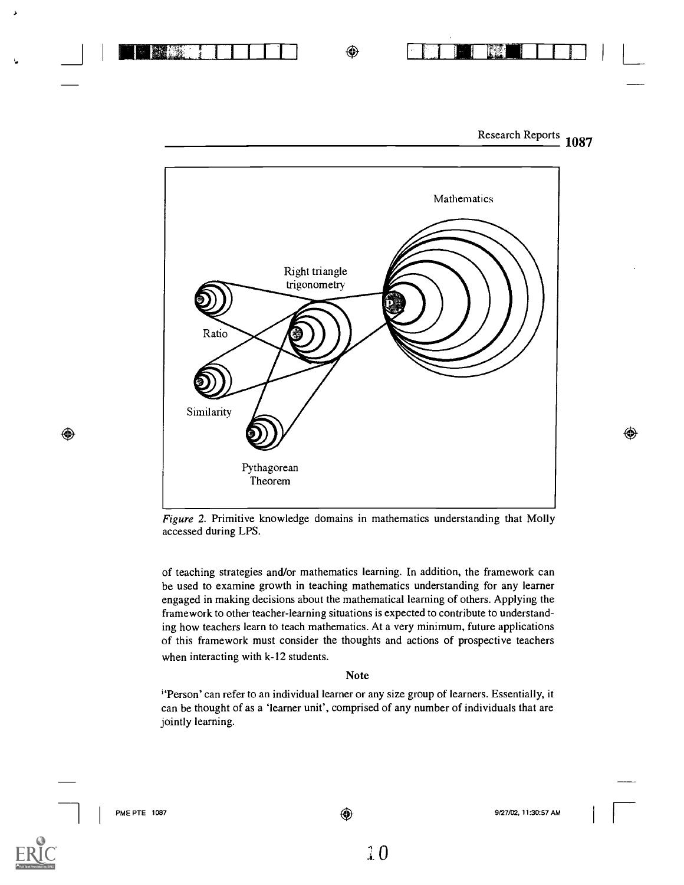Mathematics

Right triangle trigonometry

Ratio

Similarity

Pythagorean Theorem

*Figure 2.* Primitive knowledge domains in mathematics understanding that Molly accessed during LPS.

of teaching strategies and/or mathematics learning. In addition, the framework can be used to examine growth in teaching mathematics understanding for any learner engaged in making decisions about the mathematical learning of others. Applying the framework to other teacher-learning situations is expected to contribute to understanding how teachers learn to teach mathematics. At a very minimum, future applications of this framework must consider the thoughts and actions of prospective teachers when interacting with k-12 students.

## Note

[i]'Person' can refer to an individual learner or any size group of learners. Essentially, it can be thought of as a 'learner unit', comprised of any number of individuals that are jointly learning.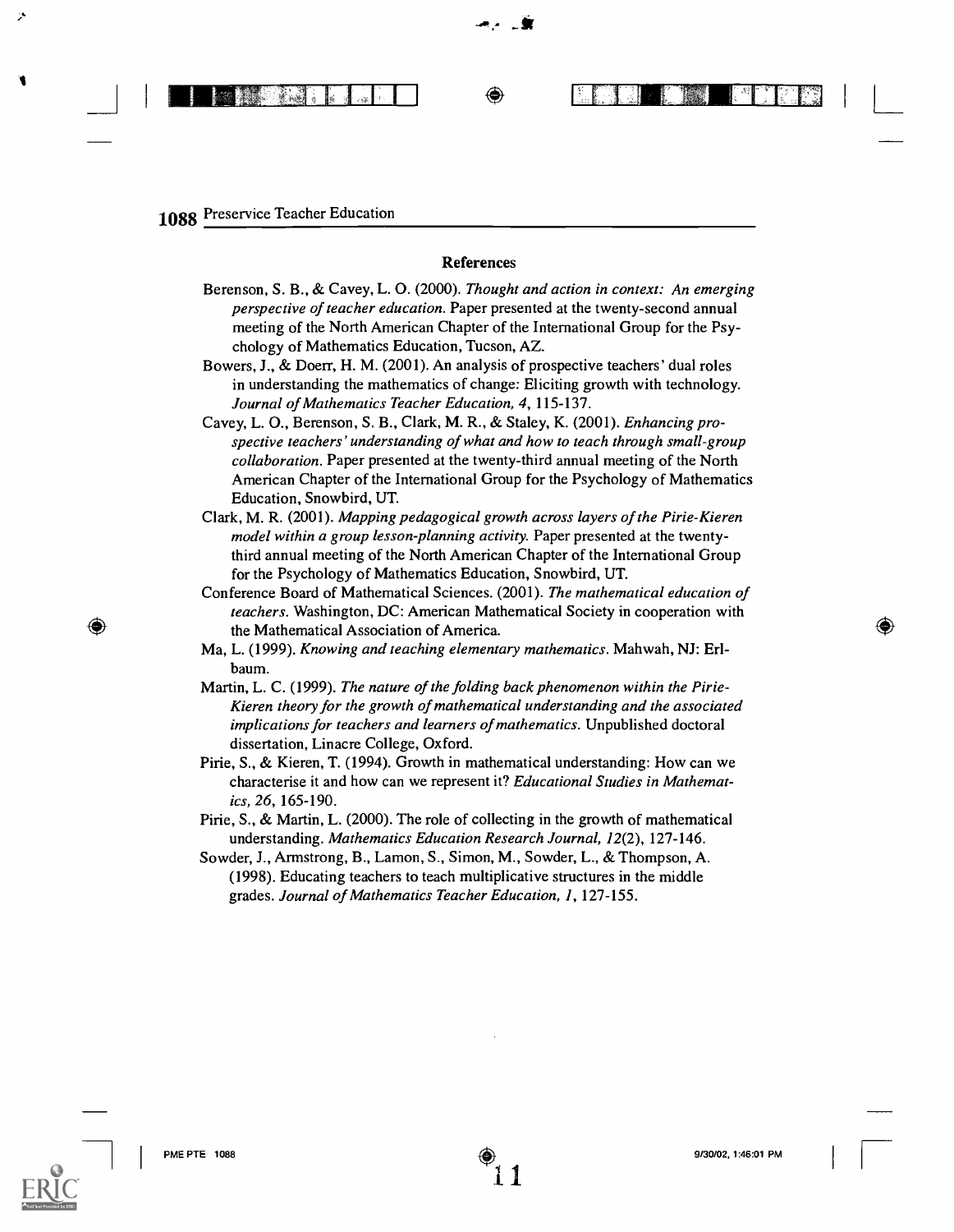## References

Berenson, S. B., & Cavey, L. O. (2000). *Thought and action in context: An emerging perspective of teacher education.* Paper presented at the twenty-second annual meeting of the North American Chapter of the International Group for the Psychology of Mathematics Education, Tucson, AZ.

Bowers, J., & Doerr, H. M. (2001). An analysis of prospective teachers' dual roles in understanding the mathematics of change: Eliciting growth with technology. *Journal of Mathematics Teacher Education, 4*, 115-137.

Cavey, L. O., Berenson, S. B., Clark, M. R., & Staley, K. (2001). *Enhancing prospective teachers' understanding of what and how to teach through small-group collaboration.* Paper presented at the twenty-third annual meeting of the North American Chapter of the International Group for the Psychology of Mathematics Education, Snowbird, UT.

Clark, M. R. (2001). *Mapping pedagogical growth across layers of the Pirie-Kieren model within a group lesson-planning activity.* Paper presented at the twenty-third annual meeting of the North American Chapter of the International Group for the Psychology of Mathematics Education, Snowbird, UT.

Conference Board of Mathematical Sciences. (2001). *The mathematical education of teachers.* Washington, DC: American Mathematical Society in cooperation with the Mathematical Association of America.

Ma, L. (1999). *Knowing and teaching elementary mathematics.* Mahwah, NJ: Erlbaum.

Martin, L. C. (1999). *The nature of the folding back phenomenon within the Pirie-Kieren theory for the growth of mathematical understanding and the associated implications for teachers and learners of mathematics.* Unpublished doctoral dissertation, Linacre College, Oxford.

Pirie, S., & Kieren, T. (1994). Growth in mathematical understanding: How can we characterise it and how can we represent it? *Educational Studies in Mathematics, 26*, 165-190.

Pirie, S., & Martin, L. (2000). The role of collecting in the growth of mathematical understanding. *Mathematics Education Research Journal, 12*(2), 127-146.

Sowder, J., Armstrong, B., Lamon, S., Simon, M., Sowder, L., & Thompson, A. (1998). Educating teachers to teach multiplicative structures in the middle grades. *Journal of Mathematics Teacher Education, 1*, 127-155.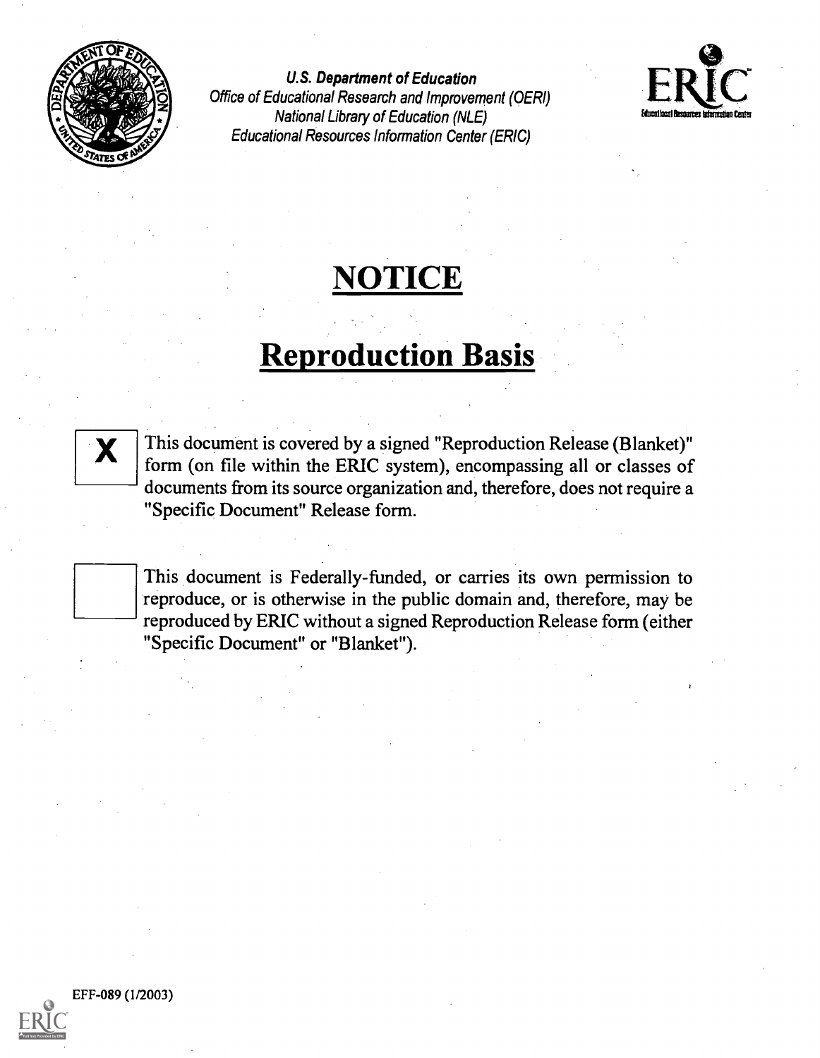**U.S. Department of Education**
*Office of Educational Research and Improvement (OERI)*
*National Library of Education (NLE)*
*Educational Resources Information Center (ERIC)*

# NOTICE

# Reproduction Basis

- [X] This document is covered by a signed "Reproduction Release (Blanket)" form (on file within the ERIC system), encompassing all or classes of documents from its source organization and, therefore, does not require a "Specific Document" Release form.

- [ ] This document is Federally-funded, or carries its own permission to reproduce, or is otherwise in the public domain and, therefore, may be reproduced by ERIC without a signed Reproduction Release form (either "Specific Document" or "Blanket").

EFF-089 (1/2003)